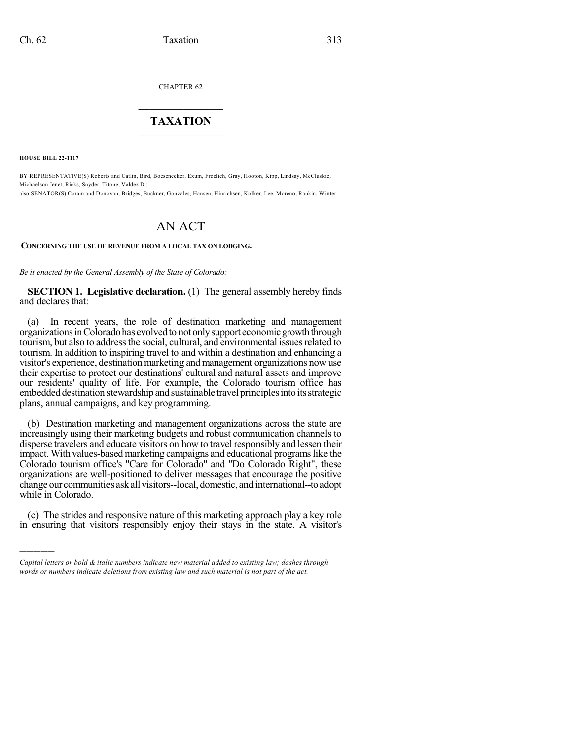CHAPTER 62

# TAXATION

**HOUSE BILL 22-1117**

BY REPRESENTATIVE(S) Roberts and Catlin, Bird, Boesenecker, Exum, Froelich, Gray, Hooton, Kipp, Lindsay, McCluskie, Michaelson Jenet, Ricks, Snyder, Titone, Valdez D.;
also SENATOR(S) Coram and Donovan, Bridges, Buckner, Gonzales, Hansen, Hinrichsen, Kolker, Lee, Moreno, Rankin, Winter.

# AN ACT

**CONCERNING THE USE OF REVENUE FROM A LOCAL TAX ON LODGING.**

*Be it enacted by the General Assembly of the State of Colorado:*

**SECTION 1. Legislative declaration.** (1) The general assembly hereby finds and declares that:

(a) In recent years, the role of destination marketing and management organizations in Colorado has evolved to not only support economic growth through tourism, but also to address the social, cultural, and environmental issues related to tourism. In addition to inspiring travel to and within a destination and enhancing a visitor's experience, destination marketing and management organizations now use their expertise to protect our destinations' cultural and natural assets and improve our residents' quality of life. For example, the Colorado tourism office has embedded destination stewardship and sustainable travel principles into its strategic plans, annual campaigns, and key programming.

(b) Destination marketing and management organizations across the state are increasingly using their marketing budgets and robust communication channels to disperse travelers and educate visitors on how to travel responsibly and lessen their impact. With values-based marketing campaigns and educational programs like the Colorado tourism office's "Care for Colorado" and "Do Colorado Right", these organizations are well-positioned to deliver messages that encourage the positive change our communities ask all visitors--local, domestic, and international--to adopt while in Colorado.

(c) The strides and responsive nature of this marketing approach play a key role in ensuring that visitors responsibly enjoy their stays in the state. A visitor's

---

*Capital letters or bold & italic numbers indicate new material added to existing law; dashes through words or numbers indicate deletions from existing law and such material is not part of the act.*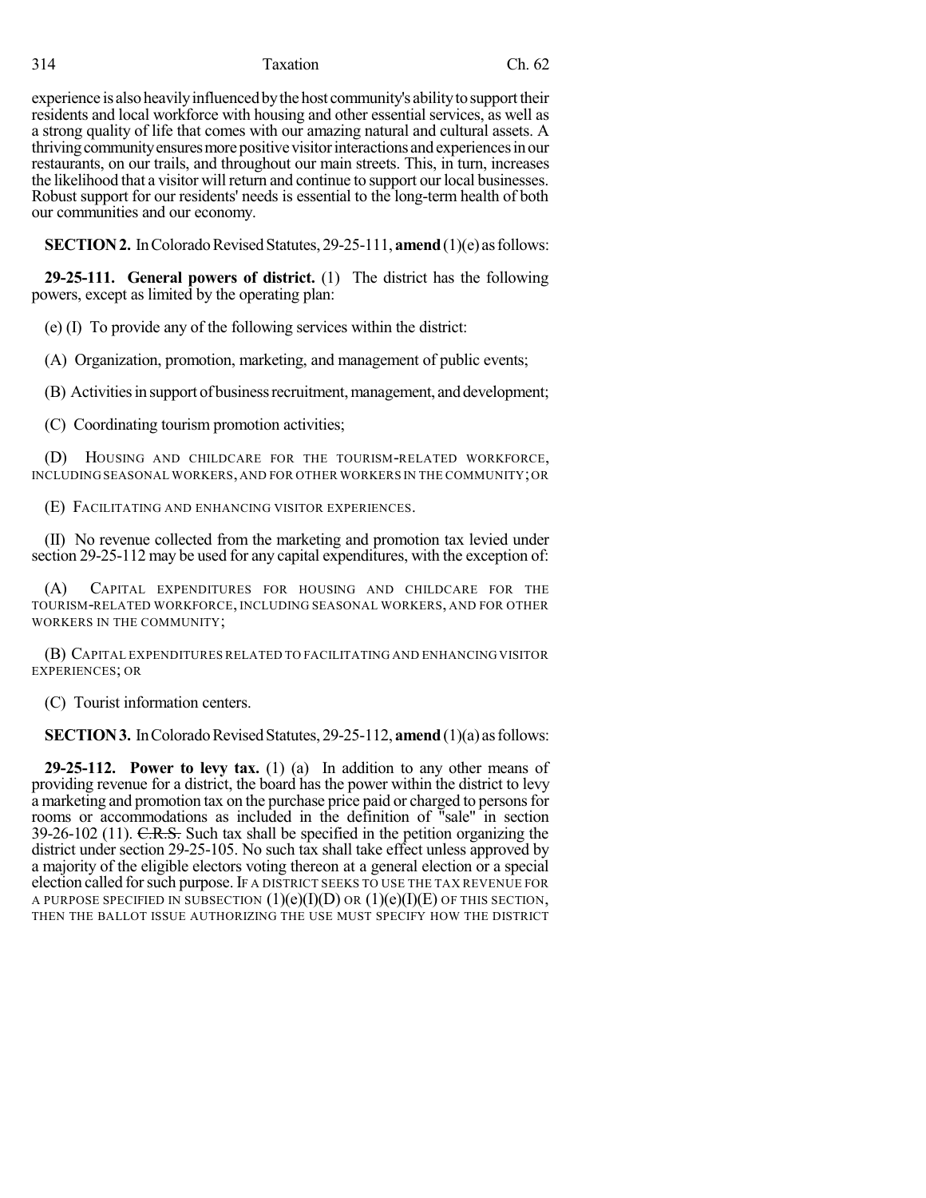experience is also heavily influenced by the host community's ability to support their residents and local workforce with housing and other essential services, as well as a strong quality of life that comes with our amazing natural and cultural assets. A thriving community ensures more positive visitor interactions and experiences in our restaurants, on our trails, and throughout our main streets. This, in turn, increases the likelihood that a visitor will return and continue to support our local businesses. Robust support for our residents' needs is essential to the long-term health of both our communities and our economy.

**SECTION 2.** In Colorado Revised Statutes, 29-25-111, **amend** (1)(e) as follows:

**29-25-111. General powers of district.** (1) The district has the following powers, except as limited by the operating plan:

(e) (I) To provide any of the following services within the district:

(A) Organization, promotion, marketing, and management of public events;

(B) Activities in support of business recruitment, management, and development;

(C) Coordinating tourism promotion activities;

(D) HOUSING AND CHILDCARE FOR THE TOURISM-RELATED WORKFORCE, INCLUDING SEASONAL WORKERS, AND FOR OTHER WORKERS IN THE COMMUNITY; OR

(E) FACILITATING AND ENHANCING VISITOR EXPERIENCES.

(II) No revenue collected from the marketing and promotion tax levied under section 29-25-112 may be used for any capital expenditures, with the exception of:

(A) CAPITAL EXPENDITURES FOR HOUSING AND CHILDCARE FOR THE TOURISM-RELATED WORKFORCE, INCLUDING SEASONAL WORKERS, AND FOR OTHER WORKERS IN THE COMMUNITY;

(B) CAPITAL EXPENDITURES RELATED TO FACILITATING AND ENHANCING VISITOR EXPERIENCES; OR

(C) Tourist information centers.

**SECTION 3.** In Colorado Revised Statutes, 29-25-112, **amend** (1)(a) as follows:

**29-25-112. Power to levy tax.** (1) (a) In addition to any other means of providing revenue for a district, the board has the power within the district to levy a marketing and promotion tax on the purchase price paid or charged to persons for rooms or accommodations as included in the definition of "sale" in section 39-26-102 (11). ~~C.R.S.~~ Such tax shall be specified in the petition organizing the district under section 29-25-105. No such tax shall take effect unless approved by a majority of the eligible electors voting thereon at a general election or a special election called for such purpose. IF A DISTRICT SEEKS TO USE THE TAX REVENUE FOR A PURPOSE SPECIFIED IN SUBSECTION (1)(e)(I)(D) OR (1)(e)(I)(E) OF THIS SECTION, THEN THE BALLOT ISSUE AUTHORIZING THE USE MUST SPECIFY HOW THE DISTRICT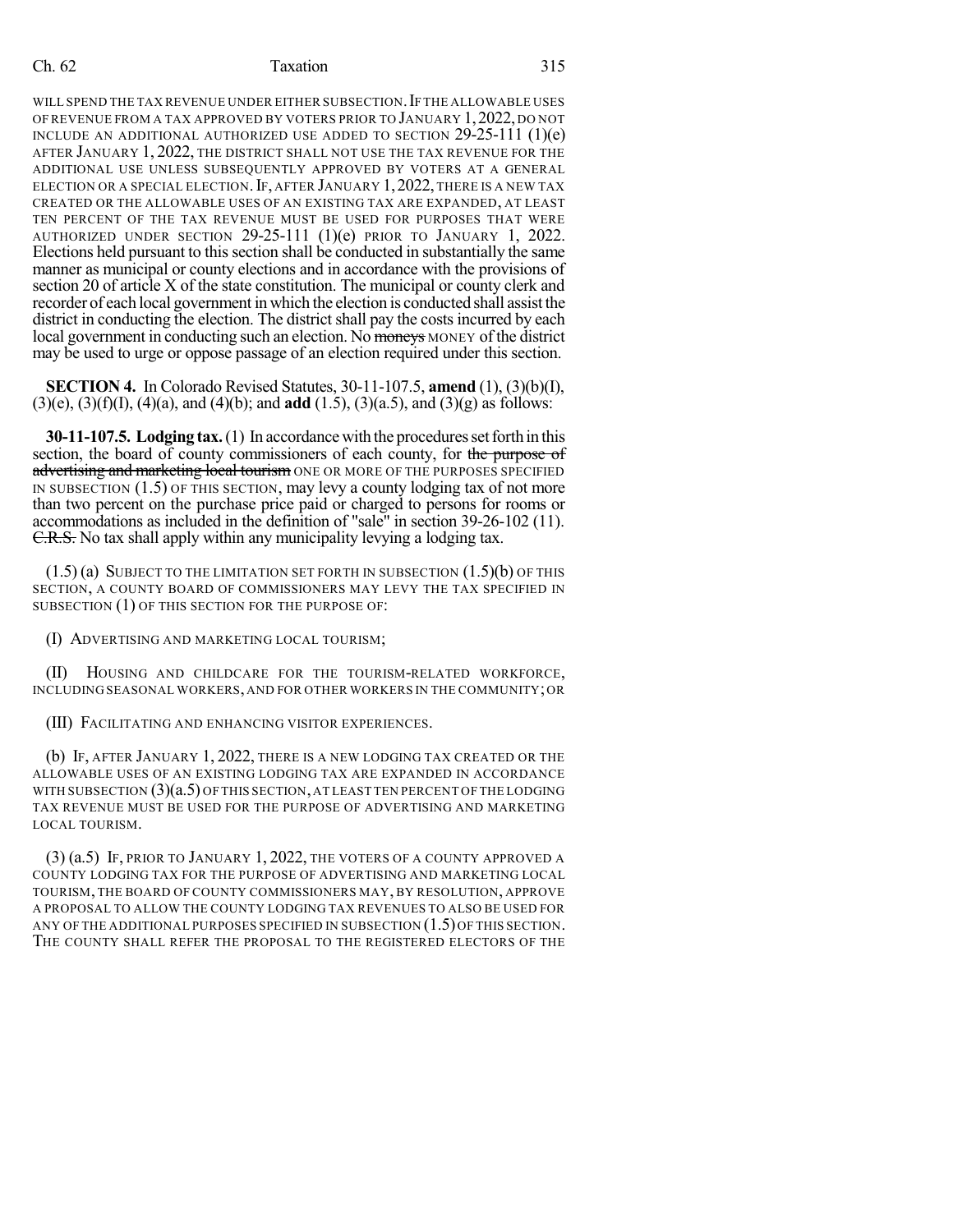WILL SPEND THE TAX REVENUE UNDER EITHER SUBSECTION. IF THE ALLOWABLE USES OF REVENUE FROM A TAX APPROVED BY VOTERS PRIOR TO JANUARY 1, 2022, DO NOT INCLUDE AN ADDITIONAL AUTHORIZED USE ADDED TO SECTION 29-25-111 (1)(e) AFTER JANUARY 1, 2022, THE DISTRICT SHALL NOT USE THE TAX REVENUE FOR THE ADDITIONAL USE UNLESS SUBSEQUENTLY APPROVED BY VOTERS AT A GENERAL ELECTION OR A SPECIAL ELECTION. IF, AFTER JANUARY 1, 2022, THERE IS A NEW TAX CREATED OR THE ALLOWABLE USES OF AN EXISTING TAX ARE EXPANDED, AT LEAST TEN PERCENT OF THE TAX REVENUE MUST BE USED FOR PURPOSES THAT WERE AUTHORIZED UNDER SECTION 29-25-111 (1)(e) PRIOR TO JANUARY 1, 2022. Elections held pursuant to this section shall be conducted in substantially the same manner as municipal or county elections and in accordance with the provisions of section 20 of article X of the state constitution. The municipal or county clerk and recorder of each local government in which the election is conducted shall assist the district in conducting the election. The district shall pay the costs incurred by each local government in conducting such an election. No ~~moneys~~ MONEY of the district may be used to urge or oppose passage of an election required under this section.

**SECTION 4.** In Colorado Revised Statutes, 30-11-107.5, **amend** (1), (3)(b)(I), (3)(e), (3)(f)(I), (4)(a), and (4)(b); and **add** (1.5), (3)(a.5), and (3)(g) as follows:

**30-11-107.5. Lodging tax.** (1) In accordance with the procedures set forth in this section, the board of county commissioners of each county, for ~~the purpose of advertising and marketing local tourism~~ ONE OR MORE OF THE PURPOSES SPECIFIED IN SUBSECTION (1.5) OF THIS SECTION, may levy a county lodging tax of not more than two percent on the purchase price paid or charged to persons for rooms or accommodations as included in the definition of "sale" in section 39-26-102 (11). ~~C.R.S.~~ No tax shall apply within any municipality levying a lodging tax.

(1.5) (a) SUBJECT TO THE LIMITATION SET FORTH IN SUBSECTION (1.5)(b) OF THIS SECTION, A COUNTY BOARD OF COMMISSIONERS MAY LEVY THE TAX SPECIFIED IN SUBSECTION (1) OF THIS SECTION FOR THE PURPOSE OF:

(I) ADVERTISING AND MARKETING LOCAL TOURISM;

(II) HOUSING AND CHILDCARE FOR THE TOURISM-RELATED WORKFORCE, INCLUDING SEASONAL WORKERS, AND FOR OTHER WORKERS IN THE COMMUNITY; OR

(III) FACILITATING AND ENHANCING VISITOR EXPERIENCES.

(b) IF, AFTER JANUARY 1, 2022, THERE IS A NEW LODGING TAX CREATED OR THE ALLOWABLE USES OF AN EXISTING LODGING TAX ARE EXPANDED IN ACCORDANCE WITH SUBSECTION (3)(a.5) OF THIS SECTION, AT LEAST TEN PERCENT OF THE LODGING TAX REVENUE MUST BE USED FOR THE PURPOSE OF ADVERTISING AND MARKETING LOCAL TOURISM.

(3) (a.5) IF, PRIOR TO JANUARY 1, 2022, THE VOTERS OF A COUNTY APPROVED A COUNTY LODGING TAX FOR THE PURPOSE OF ADVERTISING AND MARKETING LOCAL TOURISM, THE BOARD OF COUNTY COMMISSIONERS MAY, BY RESOLUTION, APPROVE A PROPOSAL TO ALLOW THE COUNTY LODGING TAX REVENUES TO ALSO BE USED FOR ANY OF THE ADDITIONAL PURPOSES SPECIFIED IN SUBSECTION (1.5) OF THIS SECTION. THE COUNTY SHALL REFER THE PROPOSAL TO THE REGISTERED ELECTORS OF THE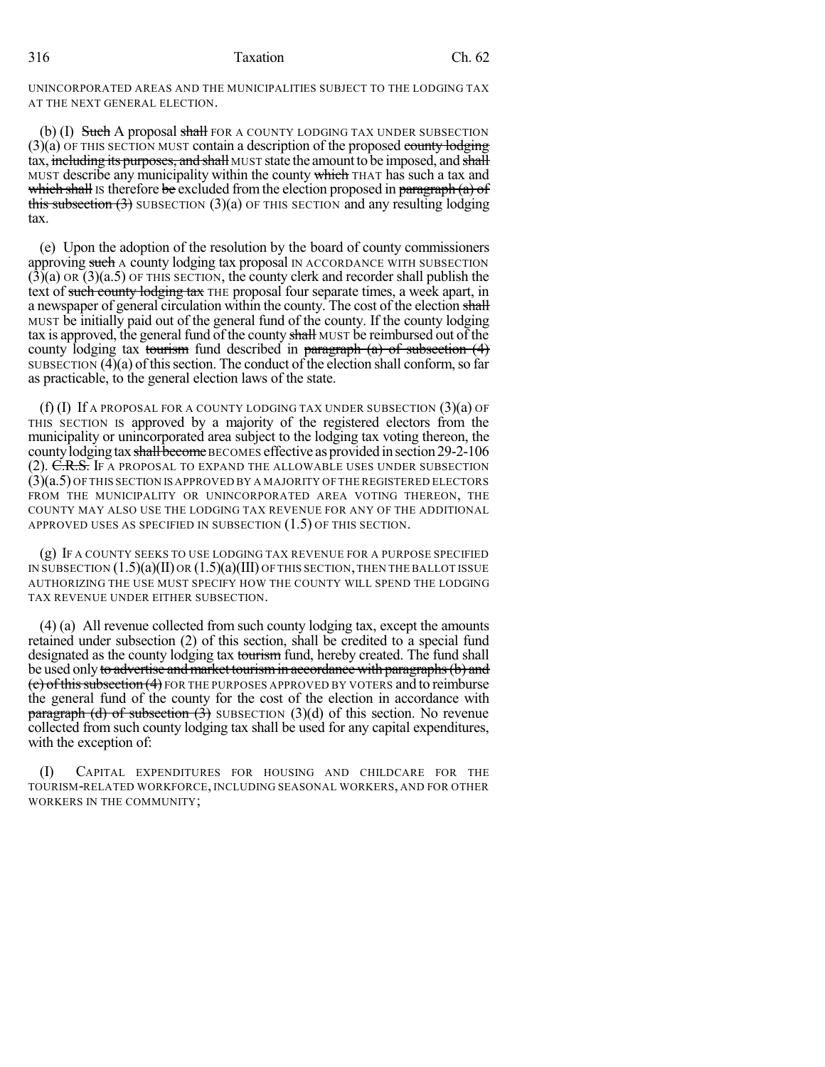UNINCORPORATED AREAS AND THE MUNICIPALITIES SUBJECT TO THE LODGING TAX AT THE NEXT GENERAL ELECTION.

(b) (I) ~~Such~~ A proposal ~~shall~~ FOR A COUNTY LODGING TAX UNDER SUBSECTION (3)(a) OF THIS SECTION MUST contain a description of the proposed ~~county lodging~~ tax, ~~including its purposes, and shall~~ MUST state the amount to be imposed, and ~~shall~~ MUST describe any municipality within the county ~~which~~ THAT has such a tax and ~~which shall~~ IS therefore ~~be~~ excluded from the election proposed in ~~paragraph (a) of this subsection (3)~~ SUBSECTION (3)(a) OF THIS SECTION and any resulting lodging tax.

(e) Upon the adoption of the resolution by the board of county commissioners approving ~~such~~ A county lodging tax proposal IN ACCORDANCE WITH SUBSECTION (3)(a) OR (3)(a.5) OF THIS SECTION, the county clerk and recorder shall publish the text of ~~such county lodging tax~~ THE proposal four separate times, a week apart, in a newspaper of general circulation within the county. The cost of the election ~~shall~~ MUST be initially paid out of the general fund of the county. If the county lodging tax is approved, the general fund of the county ~~shall~~ MUST be reimbursed out of the county lodging tax ~~tourism~~ fund described in ~~paragraph (a) of subsection (4)~~ SUBSECTION (4)(a) of this section. The conduct of the election shall conform, so far as practicable, to the general election laws of the state.

(f) (I) If A PROPOSAL FOR A COUNTY LODGING TAX UNDER SUBSECTION (3)(a) OF THIS SECTION IS approved by a majority of the registered electors from the municipality or unincorporated area subject to the lodging tax voting thereon, the county lodging tax ~~shall become~~ BECOMES effective as provided in section 29-2-106 (2). ~~C.R.S.~~ IF A PROPOSAL TO EXPAND THE ALLOWABLE USES UNDER SUBSECTION (3)(a.5) OF THIS SECTION IS APPROVED BY A MAJORITY OF THE REGISTERED ELECTORS FROM THE MUNICIPALITY OR UNINCORPORATED AREA VOTING THEREON, THE COUNTY MAY ALSO USE THE LODGING TAX REVENUE FOR ANY OF THE ADDITIONAL APPROVED USES AS SPECIFIED IN SUBSECTION (1.5) OF THIS SECTION.

(g) IF A COUNTY SEEKS TO USE LODGING TAX REVENUE FOR A PURPOSE SPECIFIED IN SUBSECTION (1.5)(a)(II) OR (1.5)(a)(III) OF THIS SECTION, THEN THE BALLOT ISSUE AUTHORIZING THE USE MUST SPECIFY HOW THE COUNTY WILL SPEND THE LODGING TAX REVENUE UNDER EITHER SUBSECTION.

(4) (a) All revenue collected from such county lodging tax, except the amounts retained under subsection (2) of this section, shall be credited to a special fund designated as the county lodging tax ~~tourism~~ fund, hereby created. The fund shall be used only ~~to advertise and market tourism in accordance with paragraphs (b) and (c) of this subsection (4)~~ FOR THE PURPOSES APPROVED BY VOTERS and to reimburse the general fund of the county for the cost of the election in accordance with ~~paragraph (d) of subsection (3)~~ SUBSECTION (3)(d) of this section. No revenue collected from such county lodging tax shall be used for any capital expenditures, with the exception of:

(I) CAPITAL EXPENDITURES FOR HOUSING AND CHILDCARE FOR THE TOURISM-RELATED WORKFORCE, INCLUDING SEASONAL WORKERS, AND FOR OTHER WORKERS IN THE COMMUNITY;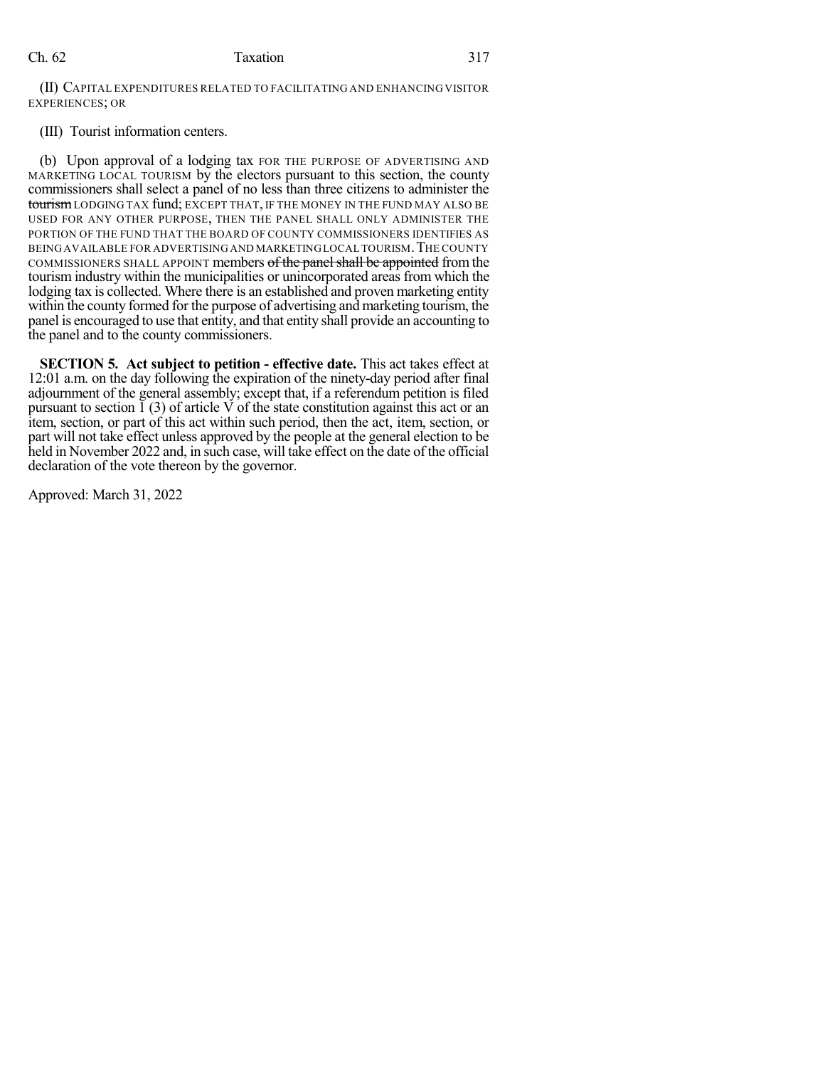(II) CAPITAL EXPENDITURES RELATED TO FACILITATING AND ENHANCING VISITOR EXPERIENCES; OR

(III) Tourist information centers.

(b) Upon approval of a lodging tax FOR THE PURPOSE OF ADVERTISING AND MARKETING LOCAL TOURISM by the electors pursuant to this section, the county commissioners shall select a panel of no less than three citizens to administer the ~~tourism~~ LODGING TAX fund; EXCEPT THAT, IF THE MONEY IN THE FUND MAY ALSO BE USED FOR ANY OTHER PURPOSE, THEN THE PANEL SHALL ONLY ADMINISTER THE PORTION OF THE FUND THAT THE BOARD OF COUNTY COMMISSIONERS IDENTIFIES AS BEING AVAILABLE FOR ADVERTISING AND MARKETING LOCAL TOURISM. THE COUNTY COMMISSIONERS SHALL APPOINT members ~~of the panel shall be appointed~~ from the tourism industry within the municipalities or unincorporated areas from which the lodging tax is collected. Where there is an established and proven marketing entity within the county formed for the purpose of advertising and marketing tourism, the panel is encouraged to use that entity, and that entity shall provide an accounting to the panel and to the county commissioners.

**SECTION 5. Act subject to petition - effective date.** This act takes effect at 12:01 a.m. on the day following the expiration of the ninety-day period after final adjournment of the general assembly; except that, if a referendum petition is filed pursuant to section 1 (3) of article V of the state constitution against this act or an item, section, or part of this act within such period, then the act, item, section, or part will not take effect unless approved by the people at the general election to be held in November 2022 and, in such case, will take effect on the date of the official declaration of the vote thereon by the governor.

Approved: March 31, 2022